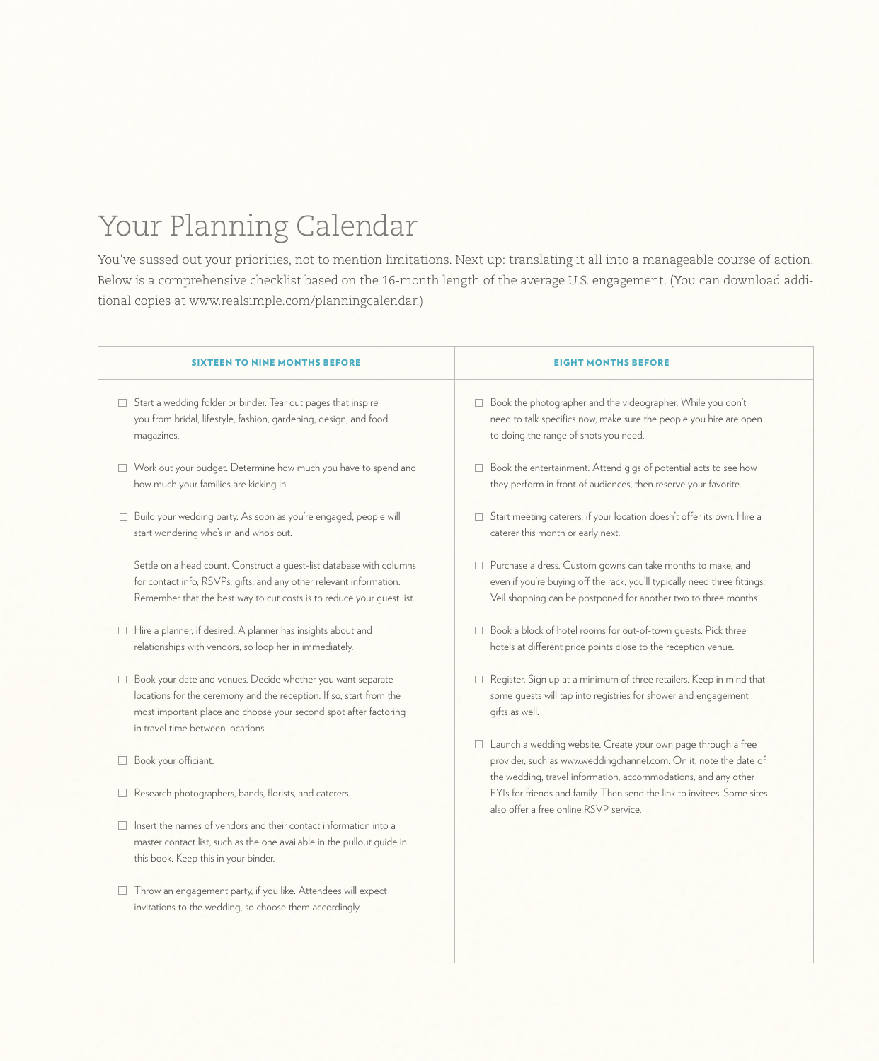# Your Planning Calendar

You've sussed out your priorities, not to mention limitations. Next up: translating it all into a manageable course of action. Below is a comprehensive checklist based on the 16-month length of the average U.S. engagement. (You can download additional copies at www.realsimple.com/planningcalendar.)

## SIXTEEN TO NINE MONTHS BEFORE

- ☐ Start a wedding folder or binder. Tear out pages that inspire you from bridal, lifestyle, fashion, gardening, design, and food magazines.
- ☐ Work out your budget. Determine how much you have to spend and how much your families are kicking in.
- ☐ Build your wedding party. As soon as you're engaged, people will start wondering who's in and who's out.
- ☐ Settle on a head count. Construct a guest-list database with columns for contact info, RSVPs, gifts, and any other relevant information. Remember that the best way to cut costs is to reduce your guest list.
- ☐ Hire a planner, if desired. A planner has insights about and relationships with vendors, so loop her in immediately.
- ☐ Book your date and venues. Decide whether you want separate locations for the ceremony and the reception. If so, start from the most important place and choose your second spot after factoring in travel time between locations.
- ☐ Book your officiant.
- ☐ Research photographers, bands, florists, and caterers.
- ☐ Insert the names of vendors and their contact information into a master contact list, such as the one available in the pullout guide in this book. Keep this in your binder.
- ☐ Throw an engagement party, if you like. Attendees will expect invitations to the wedding, so choose them accordingly.

## EIGHT MONTHS BEFORE

- ☐ Book the photographer and the videographer. While you don't need to talk specifics now, make sure the people you hire are open to doing the range of shots you need.
- ☐ Book the entertainment. Attend gigs of potential acts to see how they perform in front of audiences, then reserve your favorite.
- ☐ Start meeting caterers, if your location doesn't offer its own. Hire a caterer this month or early next.
- ☐ Purchase a dress. Custom gowns can take months to make, and even if you're buying off the rack, you'll typically need three fittings. Veil shopping can be postponed for another two to three months.
- ☐ Book a block of hotel rooms for out-of-town guests. Pick three hotels at different price points close to the reception venue.
- ☐ Register. Sign up at a minimum of three retailers. Keep in mind that some guests will tap into registries for shower and engagement gifts as well.
- ☐ Launch a wedding website. Create your own page through a free provider, such as www.weddingchannel.com. On it, note the date of the wedding, travel information, accommodations, and any other FYIs for friends and family. Then send the link to invitees. Some sites also offer a free online RSVP service.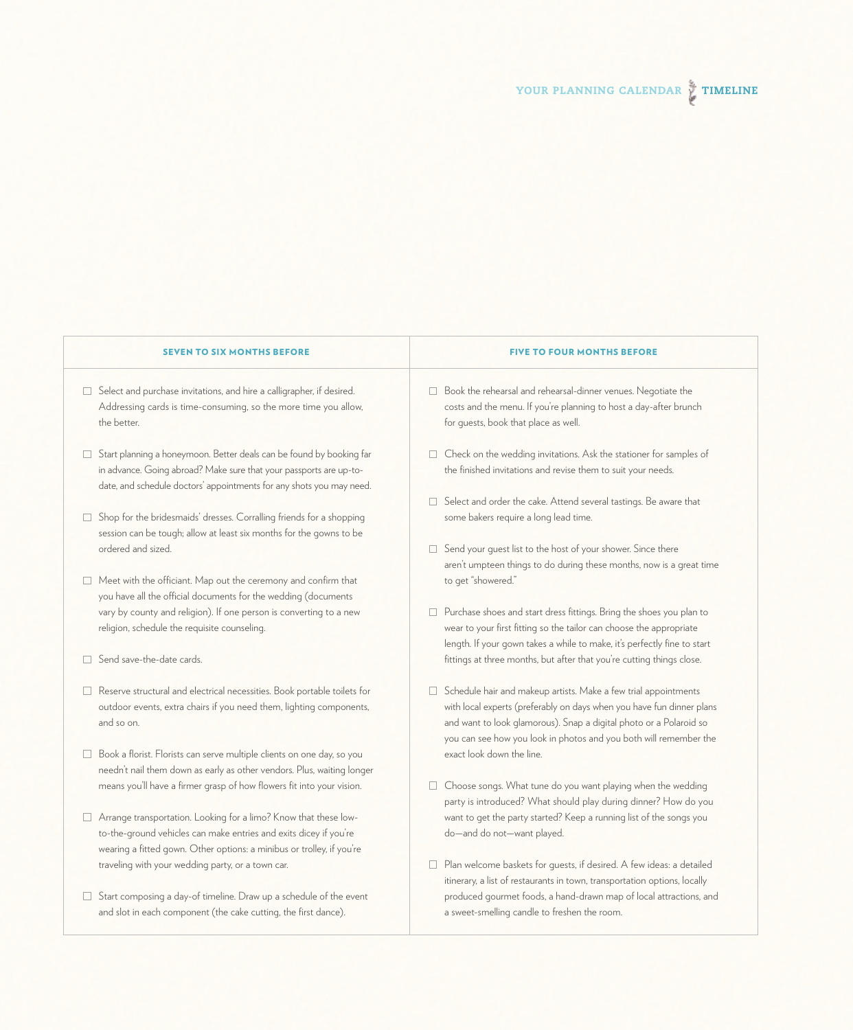## SEVEN TO SIX MONTHS BEFORE

- ☐ Select and purchase invitations, and hire a calligrapher, if desired. Addressing cards is time-consuming, so the more time you allow, the better.
- ☐ Start planning a honeymoon. Better deals can be found by booking far in advance. Going abroad? Make sure that your passports are up-to-date, and schedule doctors' appointments for any shots you may need.
- ☐ Shop for the bridesmaids' dresses. Corralling friends for a shopping session can be tough; allow at least six months for the gowns to be ordered and sized.
- ☐ Meet with the officiant. Map out the ceremony and confirm that you have all the official documents for the wedding (documents vary by county and religion). If one person is converting to a new religion, schedule the requisite counseling.
- ☐ Send save-the-date cards.
- ☐ Reserve structural and electrical necessities. Book portable toilets for outdoor events, extra chairs if you need them, lighting components, and so on.
- ☐ Book a florist. Florists can serve multiple clients on one day, so you needn't nail them down as early as other vendors. Plus, waiting longer means you'll have a firmer grasp of how flowers fit into your vision.
- ☐ Arrange transportation. Looking for a limo? Know that these low-to-the-ground vehicles can make entries and exits dicey if you're wearing a fitted gown. Other options: a minibus or trolley, if you're traveling with your wedding party, or a town car.
- ☐ Start composing a day-of timeline. Draw up a schedule of the event and slot in each component (the cake cutting, the first dance).

## FIVE TO FOUR MONTHS BEFORE

- ☐ Book the rehearsal and rehearsal-dinner venues. Negotiate the costs and the menu. If you're planning to host a day-after brunch for guests, book that place as well.
- ☐ Check on the wedding invitations. Ask the stationer for samples of the finished invitations and revise them to suit your needs.
- ☐ Select and order the cake. Attend several tastings. Be aware that some bakers require a long lead time.
- ☐ Send your guest list to the host of your shower. Since there aren't umpteen things to do during these months, now is a great time to get "showered."
- ☐ Purchase shoes and start dress fittings. Bring the shoes you plan to wear to your first fitting so the tailor can choose the appropriate length. If your gown takes a while to make, it's perfectly fine to start fittings at three months, but after that you're cutting things close.
- ☐ Schedule hair and makeup artists. Make a few trial appointments with local experts (preferably on days when you have fun dinner plans and want to look glamorous). Snap a digital photo or a Polaroid so you can see how you look in photos and you both will remember the exact look down the line.
- ☐ Choose songs. What tune do you want playing when the wedding party is introduced? What should play during dinner? How do you want to get the party started? Keep a running list of the songs you do—and do not—want played.
- ☐ Plan welcome baskets for guests, if desired. A few ideas: a detailed itinerary, a list of restaurants in town, transportation options, locally produced gourmet foods, a hand-drawn map of local attractions, and a sweet-smelling candle to freshen the room.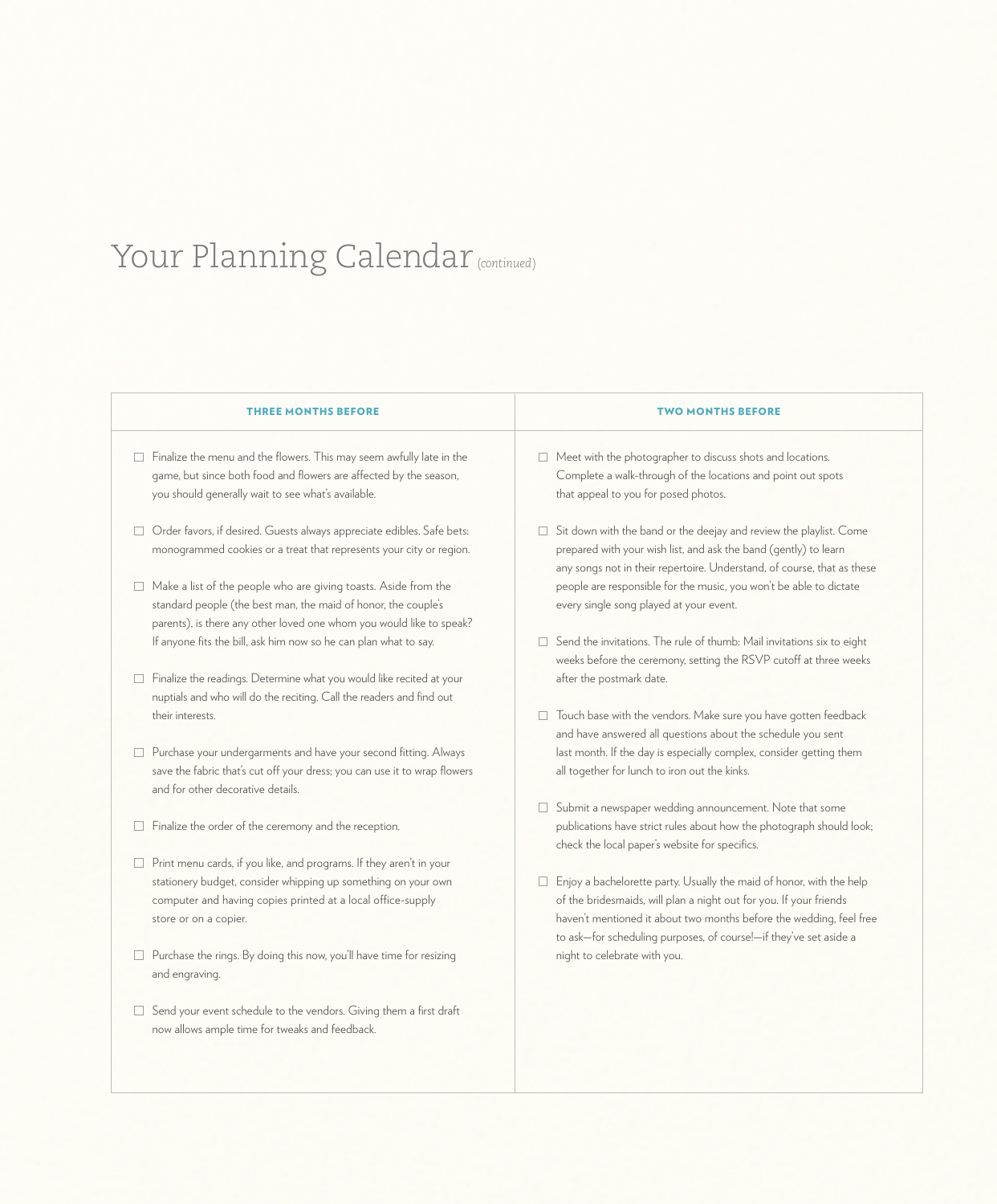# Your Planning Calendar *(continued)*

## THREE MONTHS BEFORE

- ☐ Finalize the menu and the flowers. This may seem awfully late in the game, but since both food and flowers are affected by the season, you should generally wait to see what's available.
- ☐ Order favors, if desired. Guests always appreciate edibles. Safe bets: monogrammed cookies or a treat that represents your city or region.
- ☐ Make a list of the people who are giving toasts. Aside from the standard people (the best man, the maid of honor, the couple's parents), is there any other loved one whom you would like to speak? If anyone fits the bill, ask him now so he can plan what to say.
- ☐ Finalize the readings. Determine what you would like recited at your nuptials and who will do the reciting. Call the readers and find out their interests.
- ☐ Purchase your undergarments and have your second fitting. Always save the fabric that's cut off your dress; you can use it to wrap flowers and for other decorative details.
- ☐ Finalize the order of the ceremony and the reception.
- ☐ Print menu cards, if you like, and programs. If they aren't in your stationery budget, consider whipping up something on your own computer and having copies printed at a local office-supply store or on a copier.
- ☐ Purchase the rings. By doing this now, you'll have time for resizing and engraving.
- ☐ Send your event schedule to the vendors. Giving them a first draft now allows ample time for tweaks and feedback.

## TWO MONTHS BEFORE

- ☐ Meet with the photographer to discuss shots and locations. Complete a walk-through of the locations and point out spots that appeal to you for posed photos.
- ☐ Sit down with the band or the deejay and review the playlist. Come prepared with your wish list, and ask the band (gently) to learn any songs not in their repertoire. Understand, of course, that as these people are responsible for the music, you won't be able to dictate every single song played at your event.
- ☐ Send the invitations. The rule of thumb: Mail invitations six to eight weeks before the ceremony, setting the RSVP cutoff at three weeks after the postmark date.
- ☐ Touch base with the vendors. Make sure you have gotten feedback and have answered all questions about the schedule you sent last month. If the day is especially complex, consider getting them all together for lunch to iron out the kinks.
- ☐ Submit a newspaper wedding announcement. Note that some publications have strict rules about how the photograph should look; check the local paper's website for specifics.
- ☐ Enjoy a bachelorette party. Usually the maid of honor, with the help of the bridesmaids, will plan a night out for you. If your friends haven't mentioned it about two months before the wedding, feel free to ask—for scheduling purposes, of course!—if they've set aside a night to celebrate with you.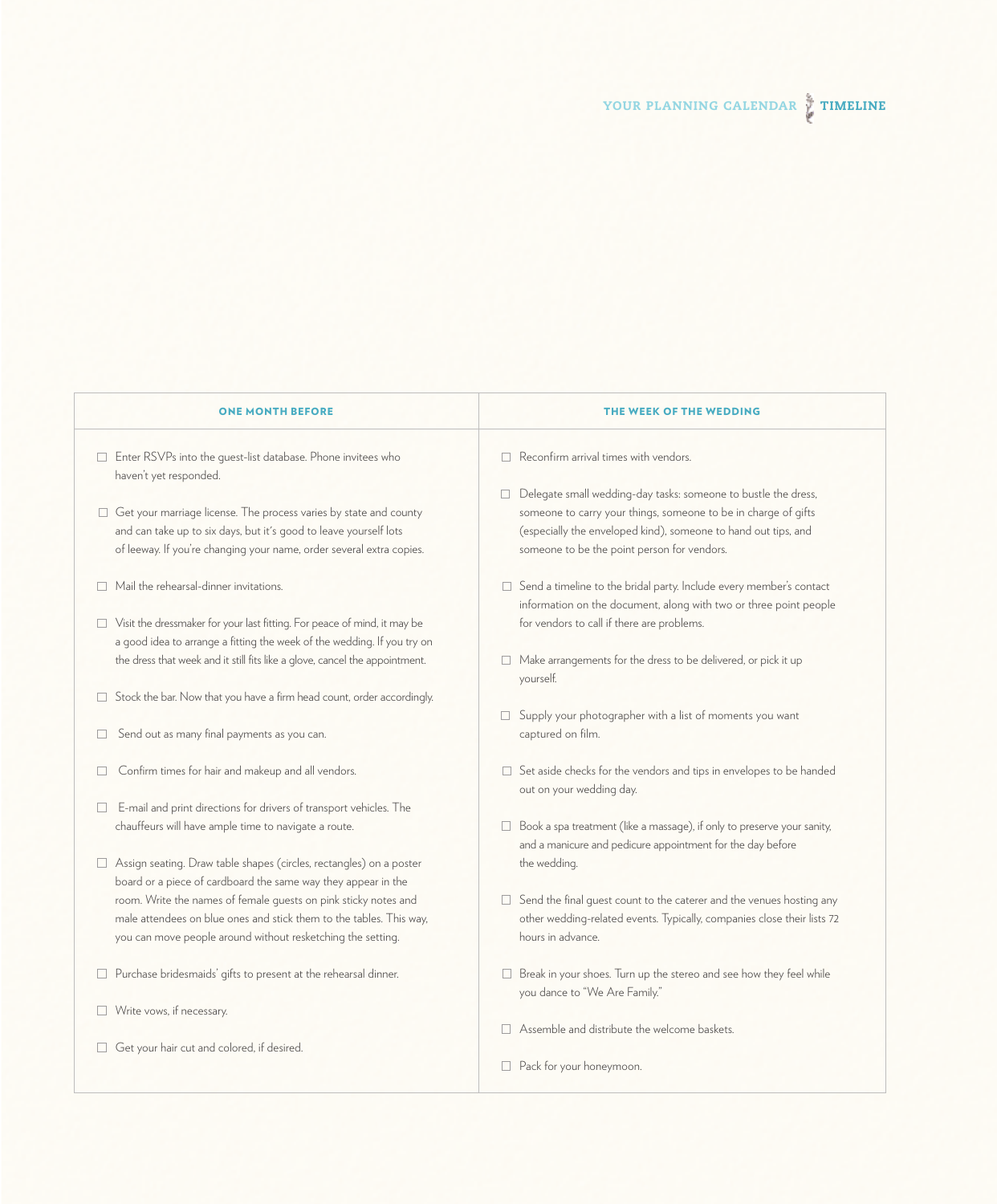## ONE MONTH BEFORE

- ☐ Enter RSVPs into the guest-list database. Phone invitees who haven't yet responded.
- ☐ Get your marriage license. The process varies by state and county and can take up to six days, but it's good to leave yourself lots of leeway. If you're changing your name, order several extra copies.
- ☐ Mail the rehearsal-dinner invitations.
- ☐ Visit the dressmaker for your last fitting. For peace of mind, it may be a good idea to arrange a fitting the week of the wedding. If you try on the dress that week and it still fits like a glove, cancel the appointment.
- ☐ Stock the bar. Now that you have a firm head count, order accordingly.
- ☐ Send out as many final payments as you can.
- ☐ Confirm times for hair and makeup and all vendors.
- ☐ E-mail and print directions for drivers of transport vehicles. The chauffeurs will have ample time to navigate a route.
- ☐ Assign seating. Draw table shapes (circles, rectangles) on a poster board or a piece of cardboard the same way they appear in the room. Write the names of female guests on pink sticky notes and male attendees on blue ones and stick them to the tables. This way, you can move people around without resketching the setting.
- ☐ Purchase bridesmaids' gifts to present at the rehearsal dinner.
- ☐ Write vows, if necessary.
- ☐ Get your hair cut and colored, if desired.

## THE WEEK OF THE WEDDING

- ☐ Reconfirm arrival times with vendors.
- ☐ Delegate small wedding-day tasks: someone to bustle the dress, someone to carry your things, someone to be in charge of gifts (especially the enveloped kind), someone to hand out tips, and someone to be the point person for vendors.
- ☐ Send a timeline to the bridal party. Include every member's contact information on the document, along with two or three point people for vendors to call if there are problems.
- ☐ Make arrangements for the dress to be delivered, or pick it up yourself.
- ☐ Supply your photographer with a list of moments you want captured on film.
- ☐ Set aside checks for the vendors and tips in envelopes to be handed out on your wedding day.
- ☐ Book a spa treatment (like a massage), if only to preserve your sanity, and a manicure and pedicure appointment for the day before the wedding.
- ☐ Send the final guest count to the caterer and the venues hosting any other wedding-related events. Typically, companies close their lists 72 hours in advance.
- ☐ Break in your shoes. Turn up the stereo and see how they feel while you dance to "We Are Family."
- ☐ Assemble and distribute the welcome baskets.
- ☐ Pack for your honeymoon.